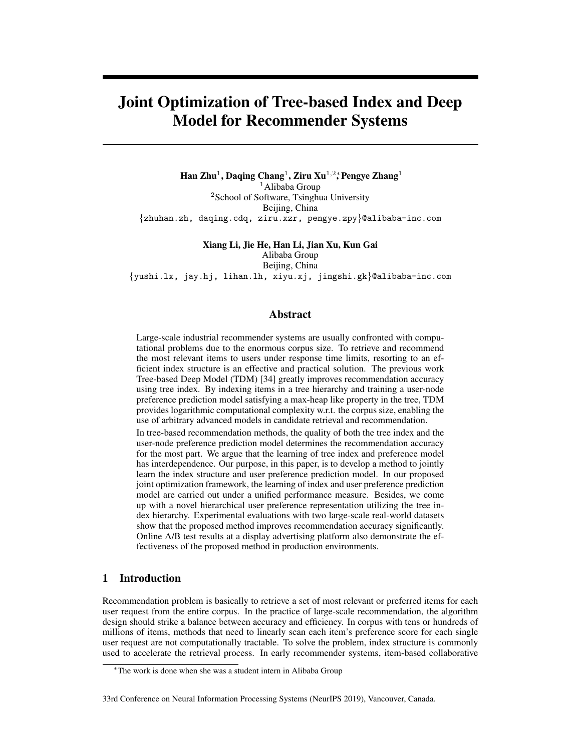# Joint Optimization of Tree-based Index and Deep Model for Recommender Systems

**Han Zhu**[1], **Daqing Chang**[1], **Ziru Xu**[1,2]*, **Pengye Zhang**[1]
[1]Alibaba Group
[2]School of Software, Tsinghua University
Beijing, China
{zhuhan.zh, daqing.cdq, ziru.xzr, pengye.zpy}@alibaba-inc.com

**Xiang Li, Jie He, Han Li, Jian Xu, Kun Gai**
Alibaba Group
Beijing, China
{yushi.lx, jay.hj, lihan.lh, xiyu.xj, jingshi.gk}@alibaba-inc.com

## Abstract

Large-scale industrial recommender systems are usually confronted with computational problems due to the enormous corpus size. To retrieve and recommend the most relevant items to users under response time limits, resorting to an efficient index structure is an effective and practical solution. The previous work Tree-based Deep Model (TDM) [34] greatly improves recommendation accuracy using tree index. By indexing items in a tree hierarchy and training a user-node preference prediction model satisfying a max-heap like property in the tree, TDM provides logarithmic computational complexity w.r.t. the corpus size, enabling the use of arbitrary advanced models in candidate retrieval and recommendation.

In tree-based recommendation methods, the quality of both the tree index and the user-node preference prediction model determines the recommendation accuracy for the most part. We argue that the learning of tree index and preference model has interdependence. Our purpose, in this paper, is to develop a method to jointly learn the index structure and user preference prediction model. In our proposed joint optimization framework, the learning of index and user preference prediction model are carried out under a unified performance measure. Besides, we come up with a novel hierarchical user preference representation utilizing the tree index hierarchy. Experimental evaluations with two large-scale real-world datasets show that the proposed method improves recommendation accuracy significantly. Online A/B test results at a display advertising platform also demonstrate the effectiveness of the proposed method in production environments.

## 1 Introduction

Recommendation problem is basically to retrieve a set of most relevant or preferred items for each user request from the entire corpus. In the practice of large-scale recommendation, the algorithm design should strike a balance between accuracy and efficiency. In corpus with tens or hundreds of millions of items, methods that need to linearly scan each item's preference score for each single user request are not computationally tractable. To solve the problem, index structure is commonly used to accelerate the retrieval process. In early recommender systems, item-based collaborative

*The work is done when she was a student intern in Alibaba Group

33rd Conference on Neural Information Processing Systems (NeurIPS 2019), Vancouver, Canada.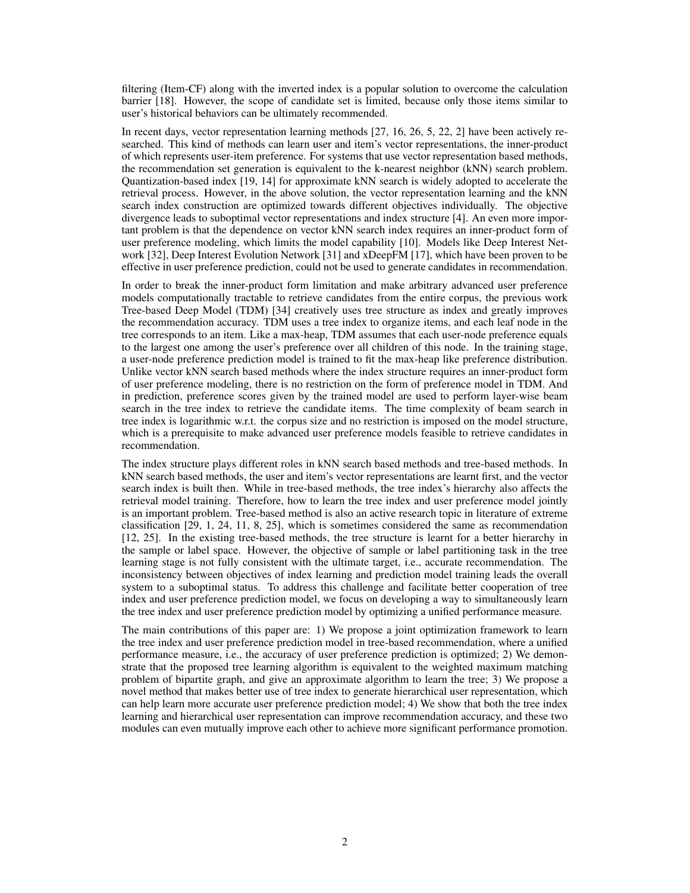filtering (Item-CF) along with the inverted index is a popular solution to overcome the calculation barrier [18]. However, the scope of candidate set is limited, because only those items similar to user's historical behaviors can be ultimately recommended.

In recent days, vector representation learning methods [27, 16, 26, 5, 22, 2] have been actively researched. This kind of methods can learn user and item's vector representations, the inner-product of which represents user-item preference. For systems that use vector representation based methods, the recommendation set generation is equivalent to the k-nearest neighbor (kNN) search problem. Quantization-based index [19, 14] for approximate kNN search is widely adopted to accelerate the retrieval process. However, in the above solution, the vector representation learning and the kNN search index construction are optimized towards different objectives individually. The objective divergence leads to suboptimal vector representations and index structure [4]. An even more important problem is that the dependence on vector kNN search index requires an inner-product form of user preference modeling, which limits the model capability [10]. Models like Deep Interest Network [32], Deep Interest Evolution Network [31] and xDeepFM [17], which have been proven to be effective in user preference prediction, could not be used to generate candidates in recommendation.

In order to break the inner-product form limitation and make arbitrary advanced user preference models computationally tractable to retrieve candidates from the entire corpus, the previous work Tree-based Deep Model (TDM) [34] creatively uses tree structure as index and greatly improves the recommendation accuracy. TDM uses a tree index to organize items, and each leaf node in the tree corresponds to an item. Like a max-heap, TDM assumes that each user-node preference equals to the largest one among the user's preference over all children of this node. In the training stage, a user-node preference prediction model is trained to fit the max-heap like preference distribution. Unlike vector kNN search based methods where the index structure requires an inner-product form of user preference modeling, there is no restriction on the form of preference model in TDM. And in prediction, preference scores given by the trained model are used to perform layer-wise beam search in the tree index to retrieve the candidate items. The time complexity of beam search in tree index is logarithmic w.r.t. the corpus size and no restriction is imposed on the model structure, which is a prerequisite to make advanced user preference models feasible to retrieve candidates in recommendation.

The index structure plays different roles in kNN search based methods and tree-based methods. In kNN search based methods, the user and item's vector representations are learnt first, and the vector search index is built then. While in tree-based methods, the tree index's hierarchy also affects the retrieval model training. Therefore, how to learn the tree index and user preference model jointly is an important problem. Tree-based method is also an active research topic in literature of extreme classification [29, 1, 24, 11, 8, 25], which is sometimes considered the same as recommendation [12, 25]. In the existing tree-based methods, the tree structure is learnt for a better hierarchy in the sample or label space. However, the objective of sample or label partitioning task in the tree learning stage is not fully consistent with the ultimate target, i.e., accurate recommendation. The inconsistency between objectives of index learning and prediction model training leads the overall system to a suboptimal status. To address this challenge and facilitate better cooperation of tree index and user preference prediction model, we focus on developing a way to simultaneously learn the tree index and user preference prediction model by optimizing a unified performance measure.

The main contributions of this paper are: 1) We propose a joint optimization framework to learn the tree index and user preference prediction model in tree-based recommendation, where a unified performance measure, i.e., the accuracy of user preference prediction is optimized; 2) We demonstrate that the proposed tree learning algorithm is equivalent to the weighted maximum matching problem of bipartite graph, and give an approximate algorithm to learn the tree; 3) We propose a novel method that makes better use of tree index to generate hierarchical user representation, which can help learn more accurate user preference prediction model; 4) We show that both the tree index learning and hierarchical user representation can improve recommendation accuracy, and these two modules can even mutually improve each other to achieve more significant performance promotion.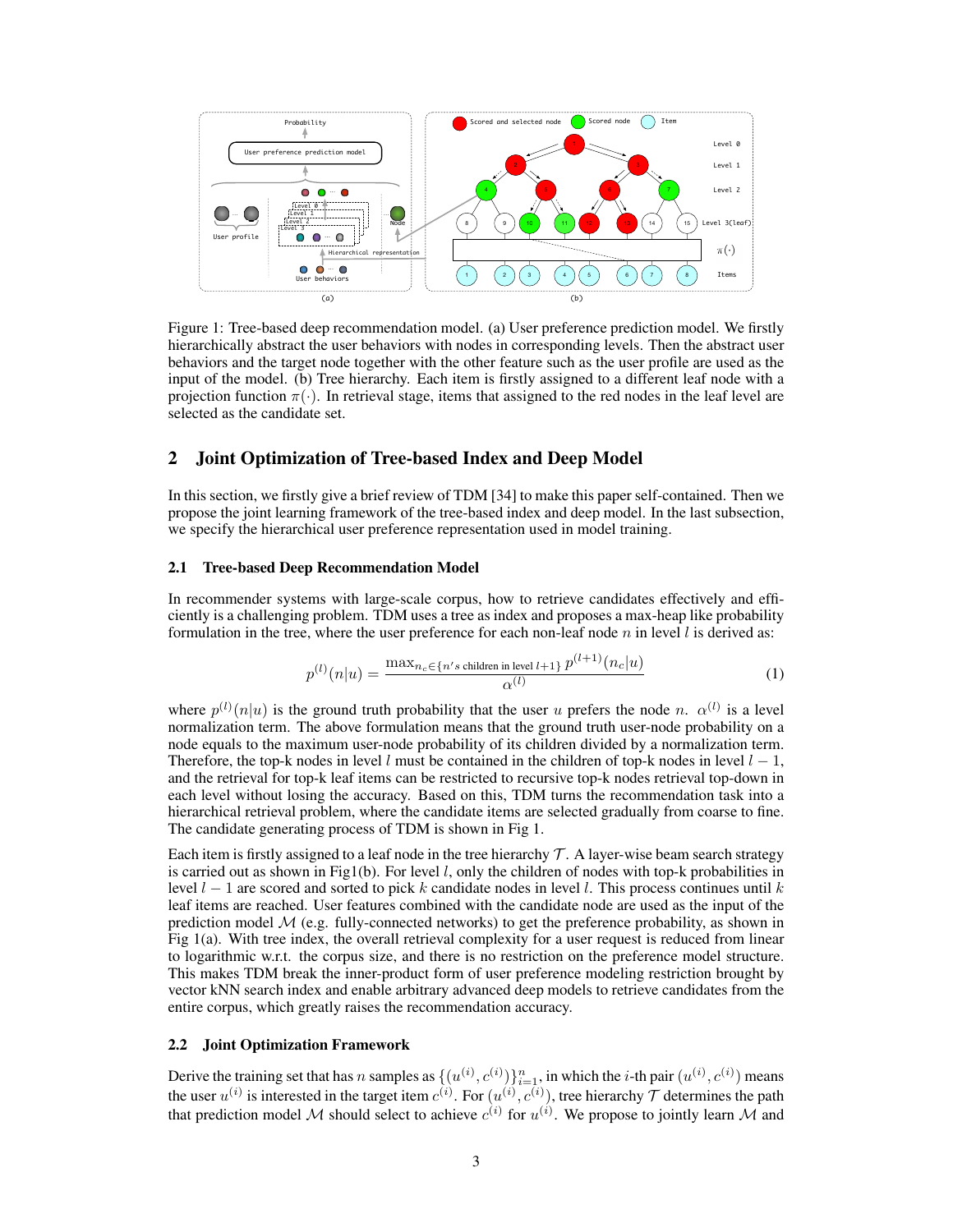Figure 1: Tree-based deep recommendation model. (a) User preference prediction model. We firstly hierarchically abstract the user behaviors with nodes in corresponding levels. Then the abstract user behaviors and the target node together with the other feature such as the user profile are used as the input of the model. (b) Tree hierarchy. Each item is firstly assigned to a different leaf node with a projection function $\pi(\cdot)$. In retrieval stage, items that assigned to the red nodes in the leaf level are selected as the candidate set.

## 2 Joint Optimization of Tree-based Index and Deep Model

In this section, we firstly give a brief review of TDM [34] to make this paper self-contained. Then we propose the joint learning framework of the tree-based index and deep model. In the last subsection, we specify the hierarchical user preference representation used in model training.

### 2.1 Tree-based Deep Recommendation Model

In recommender systems with large-scale corpus, how to retrieve candidates effectively and efficiently is a challenging problem. TDM uses a tree as index and proposes a max-heap like probability formulation in the tree, where the user preference for each non-leaf node $n$ in level $l$ is derived as:

$$p^{(l)}(n|u) = \frac{\max_{n_c \in \{n's \text{ children in level } l+1\}} p^{(l+1)}(n_c|u)}{\alpha^{(l)}} \tag{1}$$

where $p^{(l)}(n|u)$ is the ground truth probability that the user $u$ prefers the node $n$. $\alpha^{(l)}$ is a level normalization term. The above formulation means that the ground truth user-node probability on a node equals to the maximum user-node probability of its children divided by a normalization term. Therefore, the top-k nodes in level $l$ must be contained in the children of top-k nodes in level $l-1$, and the retrieval for top-k leaf items can be restricted to recursive top-k nodes retrieval top-down in each level without losing the accuracy. Based on this, TDM turns the recommendation task into a hierarchical retrieval problem, where the candidate items are selected gradually from coarse to fine. The candidate generating process of TDM is shown in Fig 1.

Each item is firstly assigned to a leaf node in the tree hierarchy $\mathcal{T}$. A layer-wise beam search strategy is carried out as shown in Fig1(b). For level $l$, only the children of nodes with top-k probabilities in level $l-1$ are scored and sorted to pick $k$ candidate nodes in level $l$. This process continues until $k$ leaf items are reached. User features combined with the candidate node are used as the input of the prediction model $\mathcal{M}$ (e.g. fully-connected networks) to get the preference probability, as shown in Fig 1(a). With tree index, the overall retrieval complexity for a user request is reduced from linear to logarithmic w.r.t. the corpus size, and there is no restriction on the preference model structure. This makes TDM break the inner-product form of user preference modeling restriction brought by vector kNN search index and enable arbitrary advanced deep models to retrieve candidates from the entire corpus, which greatly raises the recommendation accuracy.

### 2.2 Joint Optimization Framework

Derive the training set that has $n$ samples as $\{(u^{(i)}, c^{(i)})\}_{i=1}^{n}$, in which the $i$-th pair $(u^{(i)}, c^{(i)})$ means the user $u^{(i)}$ is interested in the target item $c^{(i)}$. For $(u^{(i)}, c^{(i)})$, tree hierarchy $\mathcal{T}$ determines the path that prediction model $\mathcal{M}$ should select to achieve $c^{(i)}$ for $u^{(i)}$. We propose to jointly learn $\mathcal{M}$ and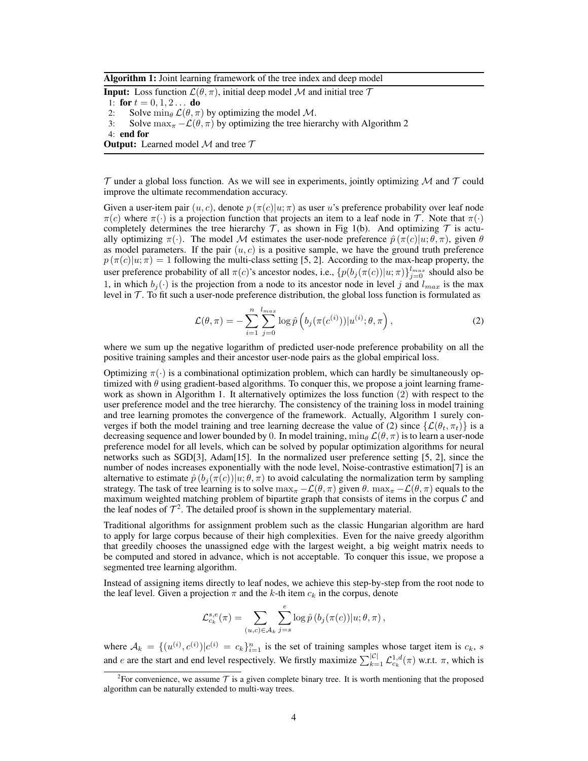**Algorithm 1:** Joint learning framework of the tree index and deep model

**Input:** Loss function $\mathcal{L}(\theta, \pi)$, initial deep model $\mathcal{M}$ and initial tree $\mathcal{T}$

1: **for** $t = 0, 1, 2 \dots$ **do**
2: Solve $\min_\theta \mathcal{L}(\theta, \pi)$ by optimizing the model $\mathcal{M}$.
3: Solve $\max_\pi -\mathcal{L}(\theta, \pi)$ by optimizing the tree hierarchy with Algorithm 2
4: **end for**

**Output:** Learned model $\mathcal{M}$ and tree $\mathcal{T}$

$\mathcal{T}$ under a global loss function. As we will see in experiments, jointly optimizing $\mathcal{M}$ and $\mathcal{T}$ could improve the ultimate recommendation accuracy.

Given a user-item pair $(u, c)$, denote $p(\pi(c)|u; \pi)$ as user $u$'s preference probability over leaf node $\pi(c)$ where $\pi(\cdot)$ is a projection function that projects an item to a leaf node in $\mathcal{T}$. Note that $\pi(\cdot)$ completely determines the tree hierarchy $\mathcal{T}$, as shown in Fig 1(b). And optimizing $\mathcal{T}$ is actually optimizing $\pi(\cdot)$. The model $\mathcal{M}$ estimates the user-node preference $\hat{p}(\pi(c)|u; \theta, \pi)$, given $\theta$ as model parameters. If the pair $(u, c)$ is a positive sample, we have the ground truth preference $p(\pi(c)|u; \pi) = 1$ following the multi-class setting [5, 2]. According to the max-heap property, the user preference probability of all $\pi(c)$'s ancestor nodes, i.e., $\{p(b_j(\pi(c))|u; \pi)\}_{j=0}^{l_{max}}$ should also be 1, in which $b_j(\cdot)$ is the projection from a node to its ancestor node in level $j$ and $l_{max}$ is the max level in $\mathcal{T}$. To fit such a user-node preference distribution, the global loss function is formulated as

$$\mathcal{L}(\theta, \pi) = -\sum_{i=1}^{n} \sum_{j=0}^{l_{max}} \log \hat{p}\left(b_j(\pi(c^{(i)}))|u^{(i)}; \theta, \pi\right), \tag{2}$$

where we sum up the negative logarithm of predicted user-node preference probability on all the positive training samples and their ancestor user-node pairs as the global empirical loss.

Optimizing $\pi(\cdot)$ is a combinational optimization problem, which can hardly be simultaneously optimized with $\theta$ using gradient-based algorithms. To conquer this, we propose a joint learning framework as shown in Algorithm 1. It alternatively optimizes the loss function (2) with respect to the user preference model and the tree hierarchy. The consistency of the training loss in model training and tree learning promotes the convergence of the framework. Actually, Algorithm 1 surely converges if both the model training and tree learning decrease the value of (2) since $\{\mathcal{L}(\theta_t, \pi_t)\}$ is a decreasing sequence and lower bounded by 0. In model training, $\min_\theta \mathcal{L}(\theta, \pi)$ is to learn a user-node preference model for all levels, which can be solved by popular optimization algorithms for neural networks such as SGD[3], Adam[15]. In the normalized user preference setting [5, 2], since the number of nodes increases exponentially with the node level, Noise-contrastive estimation[7] is an alternative to estimate $\hat{p}(b_j(\pi(c))|u; \theta, \pi)$ to avoid calculating the normalization term by sampling strategy. The task of tree learning is to solve $\max_\pi -\mathcal{L}(\theta, \pi)$ given $\theta$. $\max_\pi -\mathcal{L}(\theta, \pi)$ equals to the maximum weighted matching problem of bipartite graph that consists of items in the corpus $\mathcal{C}$ and the leaf nodes of $\mathcal{T}$[2]. The detailed proof is shown in the supplementary material.

Traditional algorithms for assignment problem such as the classic Hungarian algorithm are hard to apply for large corpus because of their high complexities. Even for the naive greedy algorithm that greedily chooses the unassigned edge with the largest weight, a big weight matrix needs to be computed and stored in advance, which is not acceptable. To conquer this issue, we propose a segmented tree learning algorithm.

Instead of assigning items directly to leaf nodes, we achieve this step-by-step from the root node to the leaf level. Given a projection $\pi$ and the $k$-th item $c_k$ in the corpus, denote

$$\mathcal{L}_{c_k}^{s,e}(\pi) = \sum_{(u,c) \in \mathcal{A}_k} \sum_{j=s}^{e} \log \hat{p}\left(b_j(\pi(c))|u; \theta, \pi\right),$$

where $\mathcal{A}_k = \{(u^{(i)}, c^{(i)})|c^{(i)} = c_k\}_{i=1}^{n}$ is the set of training samples whose target item is $c_k$, $s$ and $e$ are the start and end level respectively. We firstly maximize $\sum_{k=1}^{|\mathcal{C}|} \mathcal{L}_{c_k}^{1,d}(\pi)$ w.r.t. $\pi$, which is

[2]For convenience, we assume $\mathcal{T}$ is a given complete binary tree. It is worth mentioning that the proposed algorithm can be naturally extended to multi-way trees.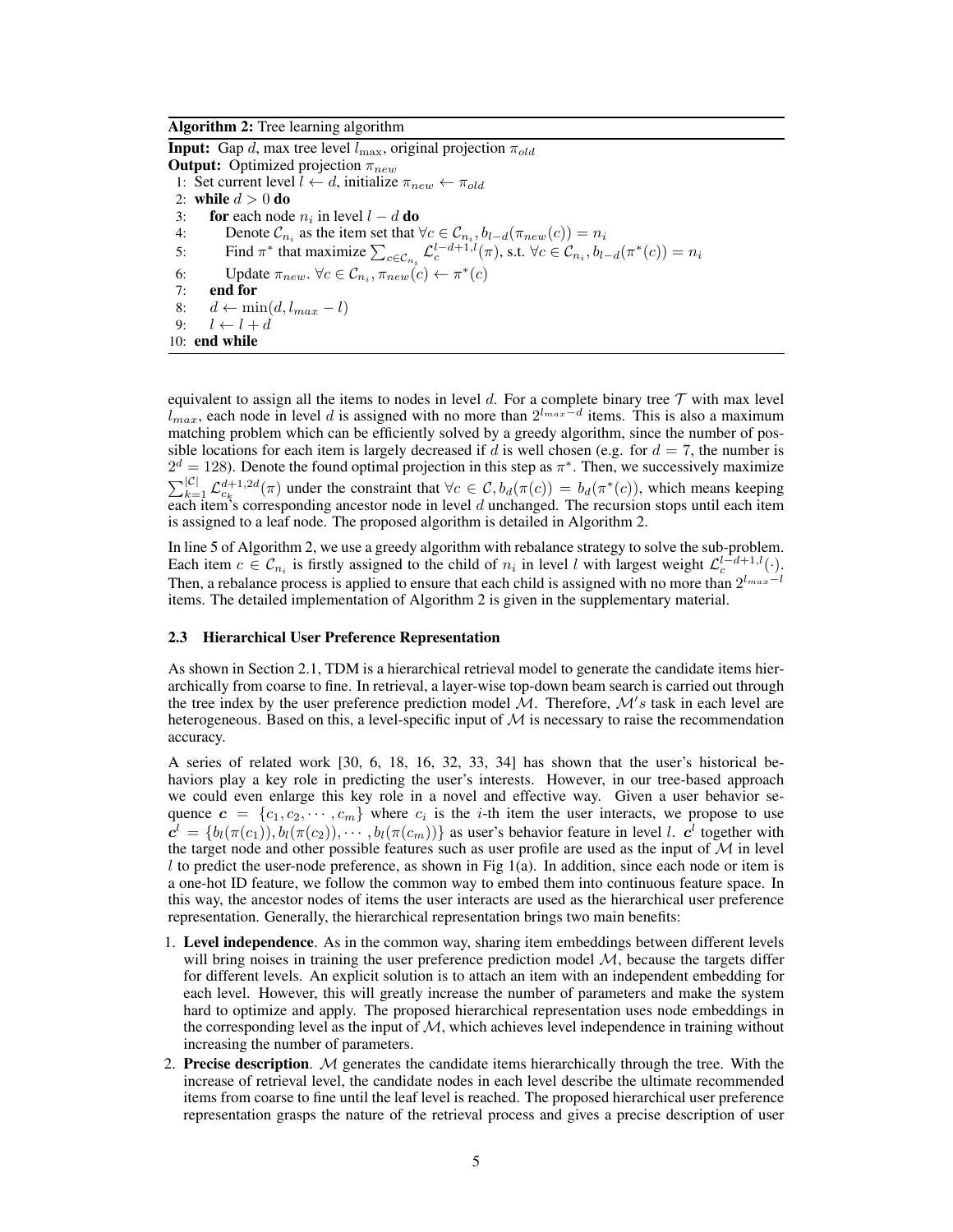**Algorithm 2:** Tree learning algorithm

**Input:** Gap $d$, max tree level $l_{\max}$, original projection $\pi_{old}$
**Output:** Optimized projection $\pi_{new}$

```
1: Set current level l ← d, initialize π_new ← π_old
2: while d > 0 do
3:     for each node n_i in level l − d do
4:         Denote C_{n_i} as the item set that ∀c ∈ C_{n_i}, b_{l−d}(π_new(c)) = n_i
5:         Find π* that maximize Σ_{c∈C_{n_i}} L_c^{l−d+1,l}(π), s.t. ∀c ∈ C_{n_i}, b_{l−d}(π*(c)) = n_i
6:         Update π_new. ∀c ∈ C_{n_i}, π_new(c) ← π*(c)
7:     end for
8:     d ← min(d, l_max − l)
9:     l ← l + d
10: end while
```

equivalent to assign all the items to nodes in level $d$. For a complete binary tree $\mathcal{T}$ with max level $l_{max}$, each node in level $d$ is assigned with no more than $2^{l_{max}-d}$ items. This is also a maximum matching problem which can be efficiently solved by a greedy algorithm, since the number of possible locations for each item is largely decreased if $d$ is well chosen (e.g. for $d = 7$, the number is $2^d = 128$). Denote the found optimal projection in this step as $\pi^*$. Then, we successively maximize $\sum_{k=1}^{|\mathcal{C}|} \mathcal{L}_{c_k}^{d+1,2d}(\pi)$ under the constraint that $\forall c \in \mathcal{C}, b_d(\pi(c)) = b_d(\pi^*(c))$, which means keeping each item's corresponding ancestor node in level $d$ unchanged. The recursion stops until each item is assigned to a leaf node. The proposed algorithm is detailed in Algorithm 2.

In line 5 of Algorithm 2, we use a greedy algorithm with rebalance strategy to solve the sub-problem. Each item $c \in \mathcal{C}_{n_i}$ is firstly assigned to the child of $n_i$ in level $l$ with largest weight $\mathcal{L}_c^{l-d+1,l}(\cdot)$. Then, a rebalance process is applied to ensure that each child is assigned with no more than $2^{l_{max}-l}$ items. The detailed implementation of Algorithm 2 is given in the supplementary material.

### 2.3 Hierarchical User Preference Representation

As shown in Section 2.1, TDM is a hierarchical retrieval model to generate the candidate items hierarchically from coarse to fine. In retrieval, a layer-wise top-down beam search is carried out through the tree index by the user preference prediction model $\mathcal{M}$. Therefore, $\mathcal{M}'s$ task in each level are heterogeneous. Based on this, a level-specific input of $\mathcal{M}$ is necessary to raise the recommendation accuracy.

A series of related work [30, 6, 18, 16, 32, 33, 34] has shown that the user's historical behaviors play a key role in predicting the user's interests. However, in our tree-based approach we could even enlarge this key role in a novel and effective way. Given a user behavior sequence $\boldsymbol{c} = \{c_1, c_2, \cdots, c_m\}$ where $c_i$ is the $i$-th item the user interacts, we propose to use $\boldsymbol{c}^l = \{b_l(\pi(c_1)), b_l(\pi(c_2)), \cdots, b_l(\pi(c_m))\}$ as user's behavior feature in level $l$. $\boldsymbol{c}^l$ together with the target node and other possible features such as user profile are used as the input of $\mathcal{M}$ in level $l$ to predict the user-node preference, as shown in Fig 1(a). In addition, since each node or item is a one-hot ID feature, we follow the common way to embed them into continuous feature space. In this way, the ancestor nodes of items the user interacts are used as the hierarchical user preference representation. Generally, the hierarchical representation brings two main benefits:

1. **Level independence**. As in the common way, sharing item embeddings between different levels will bring noises in training the user preference prediction model $\mathcal{M}$, because the targets differ for different levels. An explicit solution is to attach an item with an independent embedding for each level. However, this will greatly increase the number of parameters and make the system hard to optimize and apply. The proposed hierarchical representation uses node embeddings in the corresponding level as the input of $\mathcal{M}$, which achieves level independence in training without increasing the number of parameters.
2. **Precise description**. $\mathcal{M}$ generates the candidate items hierarchically through the tree. With the increase of retrieval level, the candidate nodes in each level describe the ultimate recommended items from coarse to fine until the leaf level is reached. The proposed hierarchical user preference representation grasps the nature of the retrieval process and gives a precise description of user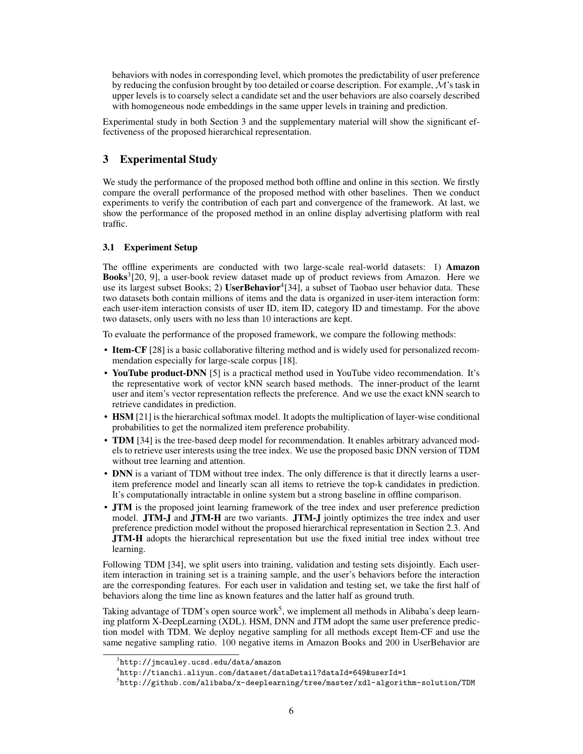behaviors with nodes in corresponding level, which promotes the predictability of user preference by reducing the confusion brought by too detailed or coarse description. For example, $\mathcal{M}$'s task in upper levels is to coarsely select a candidate set and the user behaviors are also coarsely described with homogeneous node embeddings in the same upper levels in training and prediction.

Experimental study in both Section 3 and the supplementary material will show the significant effectiveness of the proposed hierarchical representation.

## 3 Experimental Study

We study the performance of the proposed method both offline and online in this section. We firstly compare the overall performance of the proposed method with other baselines. Then we conduct experiments to verify the contribution of each part and convergence of the framework. At last, we show the performance of the proposed method in an online display advertising platform with real traffic.

### 3.1 Experiment Setup

The offline experiments are conducted with two large-scale real-world datasets: 1) **Amazon Books**[3][20, 9], a user-book review dataset made up of product reviews from Amazon. Here we use its largest subset Books; 2) **UserBehavior**[4][34], a subset of Taobao user behavior data. These two datasets both contain millions of items and the data is organized in user-item interaction form: each user-item interaction consists of user ID, item ID, category ID and timestamp. For the above two datasets, only users with no less than 10 interactions are kept.

To evaluate the performance of the proposed framework, we compare the following methods:

- **Item-CF** [28] is a basic collaborative filtering method and is widely used for personalized recommendation especially for large-scale corpus [18].
- **YouTube product-DNN** [5] is a practical method used in YouTube video recommendation. It's the representative work of vector kNN search based methods. The inner-product of the learnt user and item's vector representation reflects the preference. And we use the exact kNN search to retrieve candidates in prediction.
- **HSM** [21] is the hierarchical softmax model. It adopts the multiplication of layer-wise conditional probabilities to get the normalized item preference probability.
- **TDM** [34] is the tree-based deep model for recommendation. It enables arbitrary advanced models to retrieve user interests using the tree index. We use the proposed basic DNN version of TDM without tree learning and attention.
- **DNN** is a variant of TDM without tree index. The only difference is that it directly learns a user-item preference model and linearly scan all items to retrieve the top-k candidates in prediction. It's computationally intractable in online system but a strong baseline in offline comparison.
- **JTM** is the proposed joint learning framework of the tree index and user preference prediction model. **JTM-J** and **JTM-H** are two variants. **JTM-J** jointly optimizes the tree index and user preference prediction model without the proposed hierarchical representation in Section 2.3. And **JTM-H** adopts the hierarchical representation but use the fixed initial tree index without tree learning.

Following TDM [34], we split users into training, validation and testing sets disjointly. Each user-item interaction in training set is a training sample, and the user's behaviors before the interaction are the corresponding features. For each user in validation and testing set, we take the first half of behaviors along the time line as known features and the latter half as ground truth.

Taking advantage of TDM's open source work[5], we implement all methods in Alibaba's deep learning platform X-DeepLearning (XDL). HSM, DNN and JTM adopt the same user preference prediction model with TDM. We deploy negative sampling for all methods except Item-CF and use the same negative sampling ratio. 100 negative items in Amazon Books and 200 in UserBehavior are

[3] http://jmcauley.ucsd.edu/data/amazon

[4] http://tianchi.aliyun.com/dataset/dataDetail?dataId=649&userId=1

[5] http://github.com/alibaba/x-deeplearning/tree/master/xdl-algorithm-solution/TDM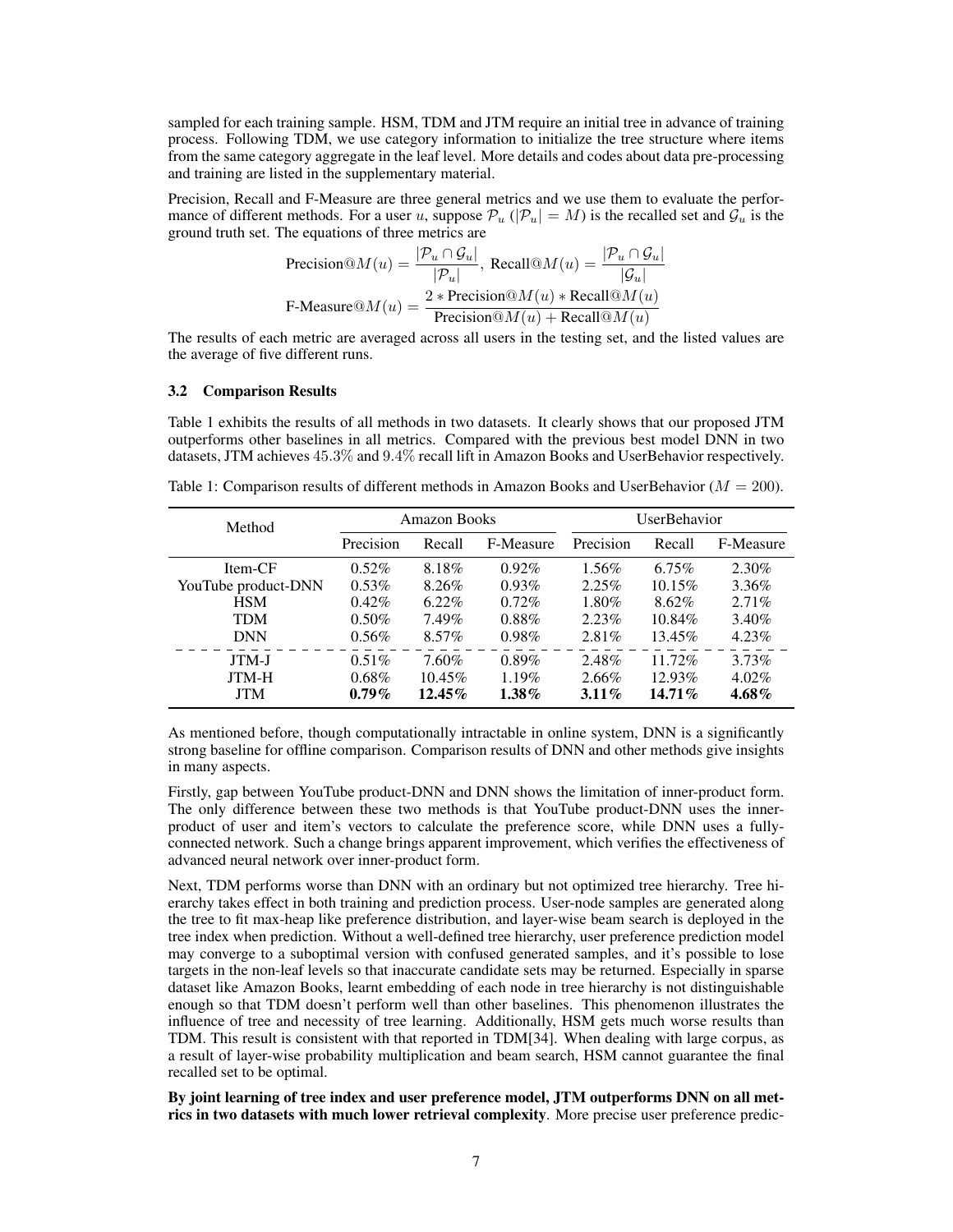sampled for each training sample. HSM, TDM and JTM require an initial tree in advance of training process. Following TDM, we use category information to initialize the tree structure where items from the same category aggregate in the leaf level. More details and codes about data pre-processing and training are listed in the supplementary material.

Precision, Recall and F-Measure are three general metrics and we use them to evaluate the performance of different methods. For a user $u$, suppose $\mathcal{P}_u$ ($|\mathcal{P}_u| = M$) is the recalled set and $\mathcal{G}_u$ is the ground truth set. The equations of three metrics are

$$\text{Precision@}M(u) = \frac{|\mathcal{P}_u \cap \mathcal{G}_u|}{|\mathcal{P}_u|},\ \text{Recall@}M(u) = \frac{|\mathcal{P}_u \cap \mathcal{G}_u|}{|\mathcal{G}_u|}$$

$$\text{F-Measure@}M(u) = \frac{2 * \text{Precision@}M(u) * \text{Recall@}M(u)}{\text{Precision@}M(u) + \text{Recall@}M(u)}$$

The results of each metric are averaged across all users in the testing set, and the listed values are the average of five different runs.

### 3.2 Comparison Results

Table 1 exhibits the results of all methods in two datasets. It clearly shows that our proposed JTM outperforms other baselines in all metrics. Compared with the previous best model DNN in two datasets, JTM achieves 45.3% and 9.4% recall lift in Amazon Books and UserBehavior respectively.

Table 1: Comparison results of different methods in Amazon Books and UserBehavior ($M = 200$).

| Method | Amazon Books | | | UserBehavior | | |
|---|---|---|---|---|---|---|
| | Precision | Recall | F-Measure | Precision | Recall | F-Measure |
| Item-CF | 0.52% | 8.18% | 0.92% | 1.56% | 6.75% | 2.30% |
| YouTube product-DNN | 0.53% | 8.26% | 0.93% | 2.25% | 10.15% | 3.36% |
| HSM | 0.42% | 6.22% | 0.72% | 1.80% | 8.62% | 2.71% |
| TDM | 0.50% | 7.49% | 0.88% | 2.23% | 10.84% | 3.40% |
| DNN | 0.56% | 8.57% | 0.98% | 2.81% | 13.45% | 4.23% |
| JTM-J | 0.51% | 7.60% | 0.89% | 2.48% | 11.72% | 3.73% |
| JTM-H | 0.68% | 10.45% | 1.19% | 2.66% | 12.93% | 4.02% |
| JTM | **0.79%** | **12.45%** | **1.38%** | **3.11%** | **14.71%** | **4.68%** |

As mentioned before, though computationally intractable in online system, DNN is a significantly strong baseline for offline comparison. Comparison results of DNN and other methods give insights in many aspects.

Firstly, gap between YouTube product-DNN and DNN shows the limitation of inner-product form. The only difference between these two methods is that YouTube product-DNN uses the inner-product of user and item's vectors to calculate the preference score, while DNN uses a fully-connected network. Such a change brings apparent improvement, which verifies the effectiveness of advanced neural network over inner-product form.

Next, TDM performs worse than DNN with an ordinary but not optimized tree hierarchy. Tree hierarchy takes effect in both training and prediction process. User-node samples are generated along the tree to fit max-heap like preference distribution, and layer-wise beam search is deployed in the tree index when prediction. Without a well-defined tree hierarchy, user preference prediction model may converge to a suboptimal version with confused generated samples, and it's possible to lose targets in the non-leaf levels so that inaccurate candidate sets may be returned. Especially in sparse dataset like Amazon Books, learnt embedding of each node in tree hierarchy is not distinguishable enough so that TDM doesn't perform well than other baselines. This phenomenon illustrates the influence of tree and necessity of tree learning. Additionally, HSM gets much worse results than TDM. This result is consistent with that reported in TDM[34]. When dealing with large corpus, as a result of layer-wise probability multiplication and beam search, HSM cannot guarantee the final recalled set to be optimal.

**By joint learning of tree index and user preference model, JTM outperforms DNN on all metrics in two datasets with much lower retrieval complexity**. More precise user preference predic-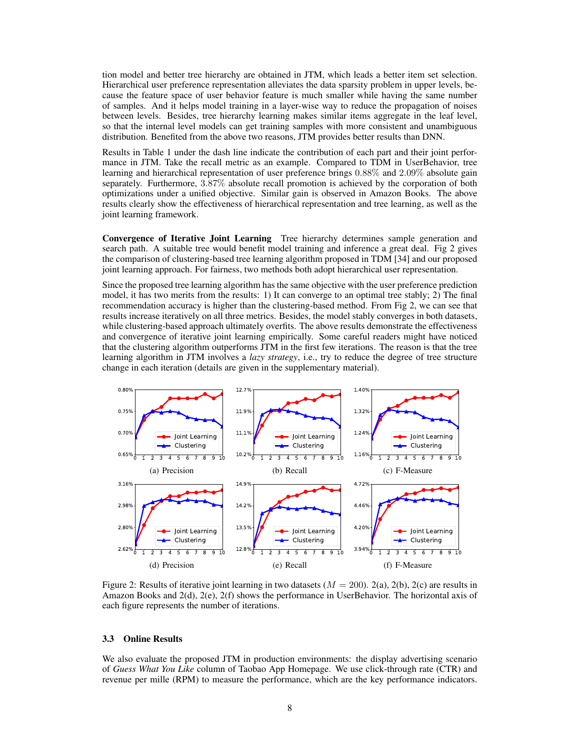tion model and better tree hierarchy are obtained in JTM, which leads a better item set selection. Hierarchical user preference representation alleviates the data sparsity problem in upper levels, because the feature space of user behavior feature is much smaller while having the same number of samples. And it helps model training in a layer-wise way to reduce the propagation of noises between levels. Besides, tree hierarchy learning makes similar items aggregate in the leaf level, so that the internal level models can get training samples with more consistent and unambiguous distribution. Benefited from the above two reasons, JTM provides better results than DNN.

Results in Table 1 under the dash line indicate the contribution of each part and their joint performance in JTM. Take the recall metric as an example. Compared to TDM in UserBehavior, tree learning and hierarchical representation of user preference brings $0.88\%$ and $2.09\%$ absolute gain separately. Furthermore, $3.87\%$ absolute recall promotion is achieved by the corporation of both optimizations under a unified objective. Similar gain is observed in Amazon Books. The above results clearly show the effectiveness of hierarchical representation and tree learning, as well as the joint learning framework.

**Convergence of Iterative Joint Learning** Tree hierarchy determines sample generation and search path. A suitable tree would benefit model training and inference a great deal. Fig 2 gives the comparison of clustering-based tree learning algorithm proposed in TDM [34] and our proposed joint learning approach. For fairness, two methods both adopt hierarchical user representation.

Since the proposed tree learning algorithm has the same objective with the user preference prediction model, it has two merits from the results: 1) It can converge to an optimal tree stably; 2) The final recommendation accuracy is higher than the clustering-based method. From Fig 2, we can see that results increase iteratively on all three metrics. Besides, the model stably converges in both datasets, while clustering-based approach ultimately overfits. The above results demonstrate the effectiveness and convergence of iterative joint learning empirically. Some careful readers might have noticed that the clustering algorithm outperforms JTM in the first few iterations. The reason is that the tree learning algorithm in JTM involves a *lazy strategy*, i.e., try to reduce the degree of tree structure change in each iteration (details are given in the supplementary material).

(a) Precision (b) Recall (c) F-Measure

(d) Precision (e) Recall (f) F-Measure

Figure 2: Results of iterative joint learning in two datasets ($M = 200$). 2(a), 2(b), 2(c) are results in Amazon Books and 2(d), 2(e), 2(f) shows the performance in UserBehavior. The horizontal axis of each figure represents the number of iterations.

### 3.3 Online Results

We also evaluate the proposed JTM in production environments: the display advertising scenario of *Guess What You Like* column of Taobao App Homepage. We use click-through rate (CTR) and revenue per mille (RPM) to measure the performance, which are the key performance indicators.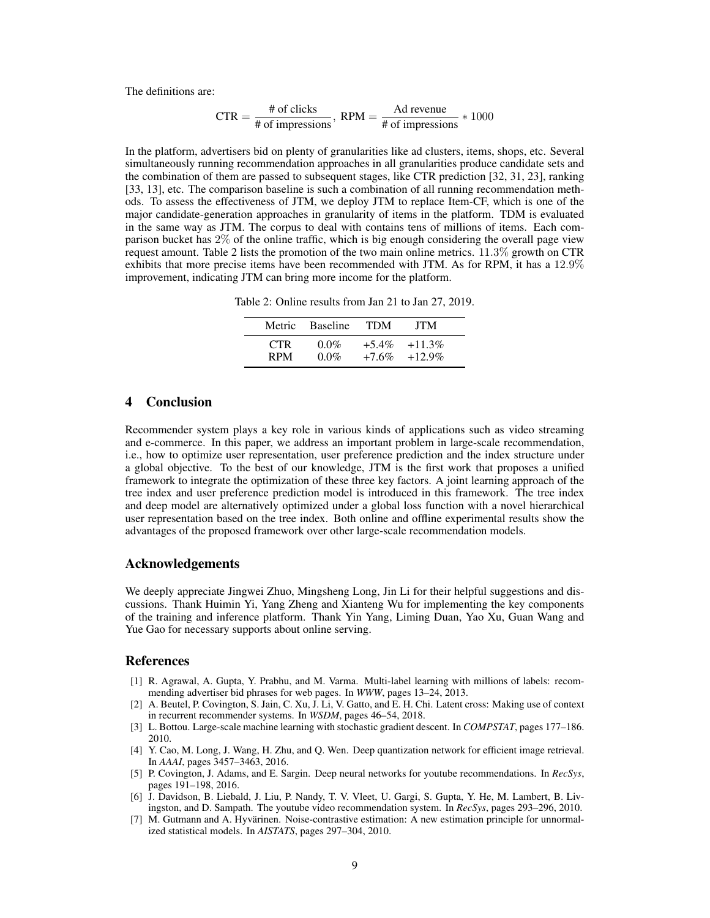The definitions are:

$$\text{CTR} = \frac{\text{\# of clicks}}{\text{\# of impressions}},\ \text{RPM} = \frac{\text{Ad revenue}}{\text{\# of impressions}} * 1000$$

In the platform, advertisers bid on plenty of granularities like ad clusters, items, shops, etc. Several simultaneously running recommendation approaches in all granularities produce candidate sets and the combination of them are passed to subsequent stages, like CTR prediction [32, 31, 23], ranking [33, 13], etc. The comparison baseline is such a combination of all running recommendation methods. To assess the effectiveness of JTM, we deploy JTM to replace Item-CF, which is one of the major candidate-generation approaches in granularity of items in the platform. TDM is evaluated in the same way as JTM. The corpus to deal with contains tens of millions of items. Each comparison bucket has $2\%$ of the online traffic, which is big enough considering the overall page view request amount. Table 2 lists the promotion of the two main online metrics. $11.3\%$ growth on CTR exhibits that more precise items have been recommended with JTM. As for RPM, it has a $12.9\%$ improvement, indicating JTM can bring more income for the platform.

Table 2: Online results from Jan 21 to Jan 27, 2019.

| Metric | Baseline | TDM | JTM |
|---|---|---|---|
| CTR | 0.0% | +5.4% | +11.3% |
| RPM | 0.0% | +7.6% | +12.9% |

## 4 Conclusion

Recommender system plays a key role in various kinds of applications such as video streaming and e-commerce. In this paper, we address an important problem in large-scale recommendation, i.e., how to optimize user representation, user preference prediction and the index structure under a global objective. To the best of our knowledge, JTM is the first work that proposes a unified framework to integrate the optimization of these three key factors. A joint learning approach of the tree index and user preference prediction model is introduced in this framework. The tree index and deep model are alternatively optimized under a global loss function with a novel hierarchical user representation based on the tree index. Both online and offline experimental results show the advantages of the proposed framework over other large-scale recommendation models.

## Acknowledgements

We deeply appreciate Jingwei Zhuo, Mingsheng Long, Jin Li for their helpful suggestions and discussions. Thank Huimin Yi, Yang Zheng and Xianteng Wu for implementing the key components of the training and inference platform. Thank Yin Yang, Liming Duan, Yao Xu, Guan Wang and Yue Gao for necessary supports about online serving.

## References

[1] R. Agrawal, A. Gupta, Y. Prabhu, and M. Varma. Multi-label learning with millions of labels: recommending advertiser bid phrases for web pages. In *WWW*, pages 13–24, 2013.

[2] A. Beutel, P. Covington, S. Jain, C. Xu, J. Li, V. Gatto, and E. H. Chi. Latent cross: Making use of context in recurrent recommender systems. In *WSDM*, pages 46–54, 2018.

[3] L. Bottou. Large-scale machine learning with stochastic gradient descent. In *COMPSTAT*, pages 177–186. 2010.

[4] Y. Cao, M. Long, J. Wang, H. Zhu, and Q. Wen. Deep quantization network for efficient image retrieval. In *AAAI*, pages 3457–3463, 2016.

[5] P. Covington, J. Adams, and E. Sargin. Deep neural networks for youtube recommendations. In *RecSys*, pages 191–198, 2016.

[6] J. Davidson, B. Liebald, J. Liu, P. Nandy, T. V. Vleet, U. Gargi, S. Gupta, Y. He, M. Lambert, B. Livingston, and D. Sampath. The youtube video recommendation system. In *RecSys*, pages 293–296, 2010.

[7] M. Gutmann and A. Hyvärinen. Noise-contrastive estimation: A new estimation principle for unnormalized statistical models. In *AISTATS*, pages 297–304, 2010.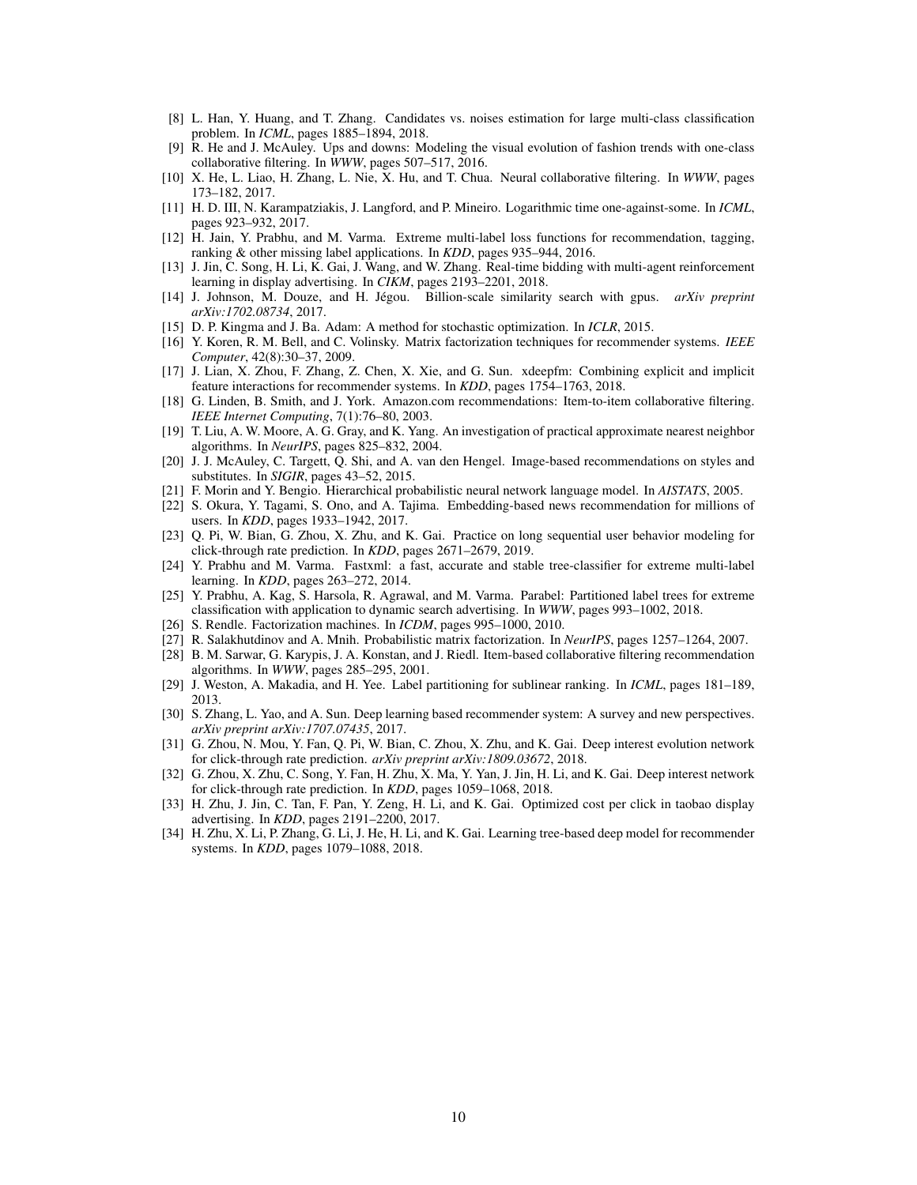[8] L. Han, Y. Huang, and T. Zhang. Candidates vs. noises estimation for large multi-class classification problem. In *ICML*, pages 1885–1894, 2018.

[9] R. He and J. McAuley. Ups and downs: Modeling the visual evolution of fashion trends with one-class collaborative filtering. In *WWW*, pages 507–517, 2016.

[10] X. He, L. Liao, H. Zhang, L. Nie, X. Hu, and T. Chua. Neural collaborative filtering. In *WWW*, pages 173–182, 2017.

[11] H. D. III, N. Karampatziakis, J. Langford, and P. Mineiro. Logarithmic time one-against-some. In *ICML*, pages 923–932, 2017.

[12] H. Jain, Y. Prabhu, and M. Varma. Extreme multi-label loss functions for recommendation, tagging, ranking & other missing label applications. In *KDD*, pages 935–944, 2016.

[13] J. Jin, C. Song, H. Li, K. Gai, J. Wang, and W. Zhang. Real-time bidding with multi-agent reinforcement learning in display advertising. In *CIKM*, pages 2193–2201, 2018.

[14] J. Johnson, M. Douze, and H. Jégou. Billion-scale similarity search with gpus. *arXiv preprint arXiv:1702.08734*, 2017.

[15] D. P. Kingma and J. Ba. Adam: A method for stochastic optimization. In *ICLR*, 2015.

[16] Y. Koren, R. M. Bell, and C. Volinsky. Matrix factorization techniques for recommender systems. *IEEE Computer*, 42(8):30–37, 2009.

[17] J. Lian, X. Zhou, F. Zhang, Z. Chen, X. Xie, and G. Sun. xdeepfm: Combining explicit and implicit feature interactions for recommender systems. In *KDD*, pages 1754–1763, 2018.

[18] G. Linden, B. Smith, and J. York. Amazon.com recommendations: Item-to-item collaborative filtering. *IEEE Internet Computing*, 7(1):76–80, 2003.

[19] T. Liu, A. W. Moore, A. G. Gray, and K. Yang. An investigation of practical approximate nearest neighbor algorithms. In *NeurIPS*, pages 825–832, 2004.

[20] J. J. McAuley, C. Targett, Q. Shi, and A. van den Hengel. Image-based recommendations on styles and substitutes. In *SIGIR*, pages 43–52, 2015.

[21] F. Morin and Y. Bengio. Hierarchical probabilistic neural network language model. In *AISTATS*, 2005.

[22] S. Okura, Y. Tagami, S. Ono, and A. Tajima. Embedding-based news recommendation for millions of users. In *KDD*, pages 1933–1942, 2017.

[23] Q. Pi, W. Bian, G. Zhou, X. Zhu, and K. Gai. Practice on long sequential user behavior modeling for click-through rate prediction. In *KDD*, pages 2671–2679, 2019.

[24] Y. Prabhu and M. Varma. Fastxml: a fast, accurate and stable tree-classifier for extreme multi-label learning. In *KDD*, pages 263–272, 2014.

[25] Y. Prabhu, A. Kag, S. Harsola, R. Agrawal, and M. Varma. Parabel: Partitioned label trees for extreme classification with application to dynamic search advertising. In *WWW*, pages 993–1002, 2018.

[26] S. Rendle. Factorization machines. In *ICDM*, pages 995–1000, 2010.

[27] R. Salakhutdinov and A. Mnih. Probabilistic matrix factorization. In *NeurIPS*, pages 1257–1264, 2007.

[28] B. M. Sarwar, G. Karypis, J. A. Konstan, and J. Riedl. Item-based collaborative filtering recommendation algorithms. In *WWW*, pages 285–295, 2001.

[29] J. Weston, A. Makadia, and H. Yee. Label partitioning for sublinear ranking. In *ICML*, pages 181–189, 2013.

[30] S. Zhang, L. Yao, and A. Sun. Deep learning based recommender system: A survey and new perspectives. *arXiv preprint arXiv:1707.07435*, 2017.

[31] G. Zhou, N. Mou, Y. Fan, Q. Pi, W. Bian, C. Zhou, X. Zhu, and K. Gai. Deep interest evolution network for click-through rate prediction. *arXiv preprint arXiv:1809.03672*, 2018.

[32] G. Zhou, X. Zhu, C. Song, Y. Fan, H. Zhu, X. Ma, Y. Yan, J. Jin, H. Li, and K. Gai. Deep interest network for click-through rate prediction. In *KDD*, pages 1059–1068, 2018.

[33] H. Zhu, J. Jin, C. Tan, F. Pan, Y. Zeng, H. Li, and K. Gai. Optimized cost per click in taobao display advertising. In *KDD*, pages 2191–2200, 2017.

[34] H. Zhu, X. Li, P. Zhang, G. Li, J. He, H. Li, and K. Gai. Learning tree-based deep model for recommender systems. In *KDD*, pages 1079–1088, 2018.